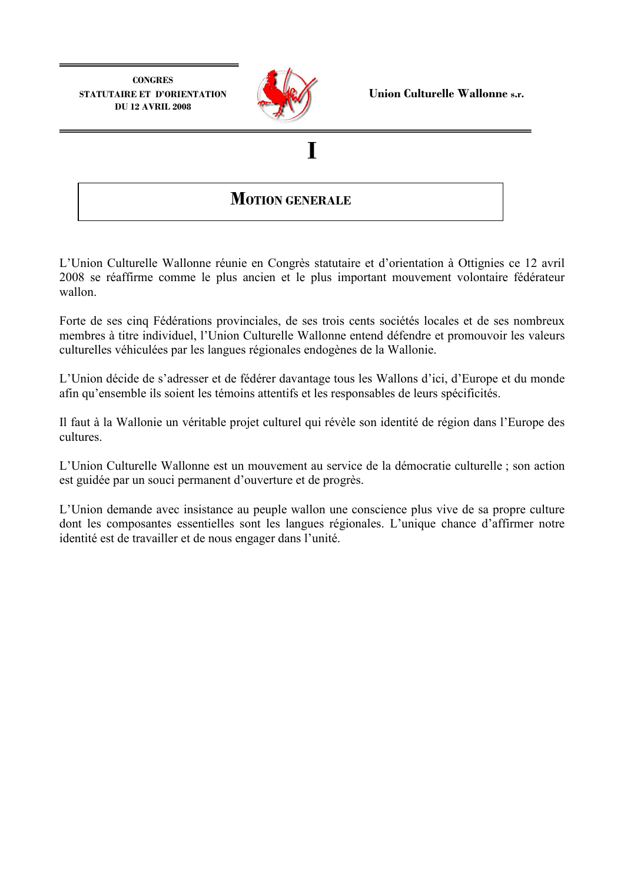CONGRES
STATUTAIRE ET D'ORIENTATION
DU 12 AVRIL 2008

**Union Culturelle Wallonne s.r.**

# I

## MOTION GENERALE

L'Union Culturelle Wallonne réunie en Congrès statutaire et d'orientation à Ottignies ce 12 avril 2008 se réaffirme comme le plus ancien et le plus important mouvement volontaire fédérateur wallon.

Forte de ses cinq Fédérations provinciales, de ses trois cents sociétés locales et de ses nombreux membres à titre individuel, l'Union Culturelle Wallonne entend défendre et promouvoir les valeurs culturelles véhiculées par les langues régionales endogènes de la Wallonie.

L'Union décide de s'adresser et de fédérer davantage tous les Wallons d'ici, d'Europe et du monde afin qu'ensemble ils soient les témoins attentifs et les responsables de leurs spécificités.

Il faut à la Wallonie un véritable projet culturel qui révèle son identité de région dans l'Europe des cultures.

L'Union Culturelle Wallonne est un mouvement au service de la démocratie culturelle ; son action est guidée par un souci permanent d'ouverture et de progrès.

L'Union demande avec insistance au peuple wallon une conscience plus vive de sa propre culture dont les composantes essentielles sont les langues régionales. L'unique chance d'affirmer notre identité est de travailler et de nous engager dans l'unité.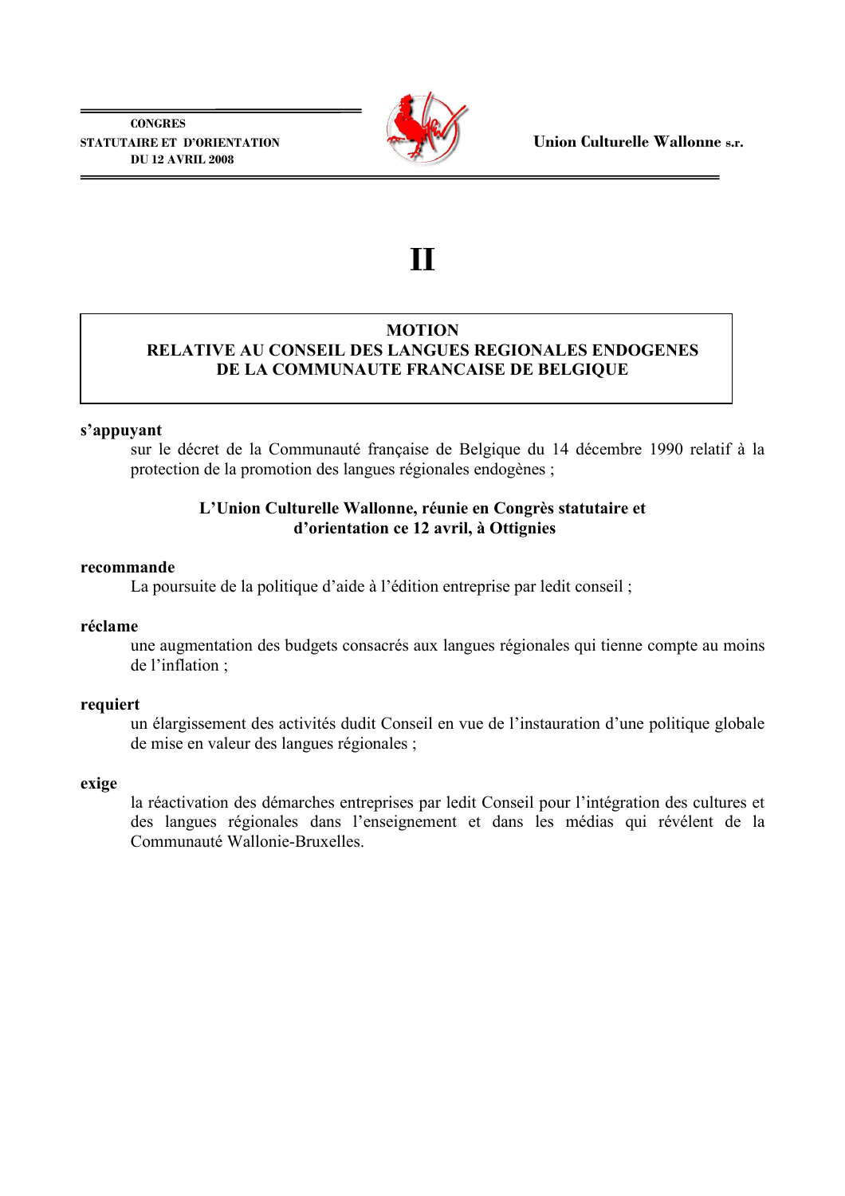# II

## MOTION
## RELATIVE AU CONSEIL DES LANGUES REGIONALES ENDOGENES DE LA COMMUNAUTE FRANCAISE DE BELGIQUE

**s'appuyant**

sur le décret de la Communauté française de Belgique du 14 décembre 1990 relatif à la protection de la promotion des langues régionales endogènes ;

**L'Union Culturelle Wallonne, réunie en Congrès statutaire et d'orientation ce 12 avril, à Ottignies**

**recommande**

La poursuite de la politique d'aide à l'édition entreprise par ledit conseil ;

**réclame**

une augmentation des budgets consacrés aux langues régionales qui tienne compte au moins de l'inflation ;

**requiert**

un élargissement des activités dudit Conseil en vue de l'instauration d'une politique globale de mise en valeur des langues régionales ;

**exige**

la réactivation des démarches entreprises par ledit Conseil pour l'intégration des cultures et des langues régionales dans l'enseignement et dans les médias qui révélent de la Communauté Wallonie-Bruxelles.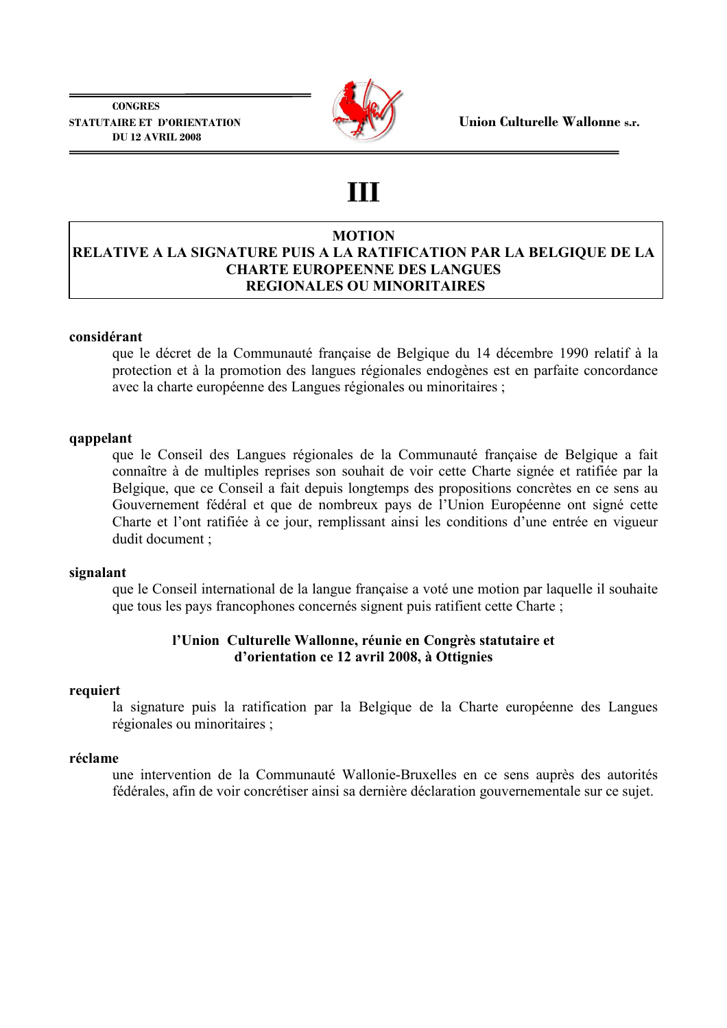CONGRES
STATUTAIRE ET D'ORIENTATION
DU 12 AVRIL 2008

Union Culturelle Wallonne s.r.

# III

## MOTION
## RELATIVE A LA SIGNATURE PUIS A LA RATIFICATION PAR LA BELGIQUE DE LA CHARTE EUROPEENNE DES LANGUES REGIONALES OU MINORITAIRES

**considérant**

que le décret de la Communauté française de Belgique du 14 décembre 1990 relatif à la protection et à la promotion des langues régionales endogènes est en parfaite concordance avec la charte européenne des Langues régionales ou minoritaires ;

**qappelant**

que le Conseil des Langues régionales de la Communauté française de Belgique a fait connaître à de multiples reprises son souhait de voir cette Charte signée et ratifiée par la Belgique, que ce Conseil a fait depuis longtemps des propositions concrètes en ce sens au Gouvernement fédéral et que de nombreux pays de l'Union Européenne ont signé cette Charte et l'ont ratifiée à ce jour, remplissant ainsi les conditions d'une entrée en vigueur dudit document ;

**signalant**

que le Conseil international de la langue française a voté une motion par laquelle il souhaite que tous les pays francophones concernés signent puis ratifient cette Charte ;

**l'Union Culturelle Wallonne, réunie en Congrès statutaire et d'orientation ce 12 avril 2008, à Ottignies**

**requiert**

la signature puis la ratification par la Belgique de la Charte européenne des Langues régionales ou minoritaires ;

**réclame**

une intervention de la Communauté Wallonie-Bruxelles en ce sens auprès des autorités fédérales, afin de voir concrétiser ainsi sa dernière déclaration gouvernementale sur ce sujet.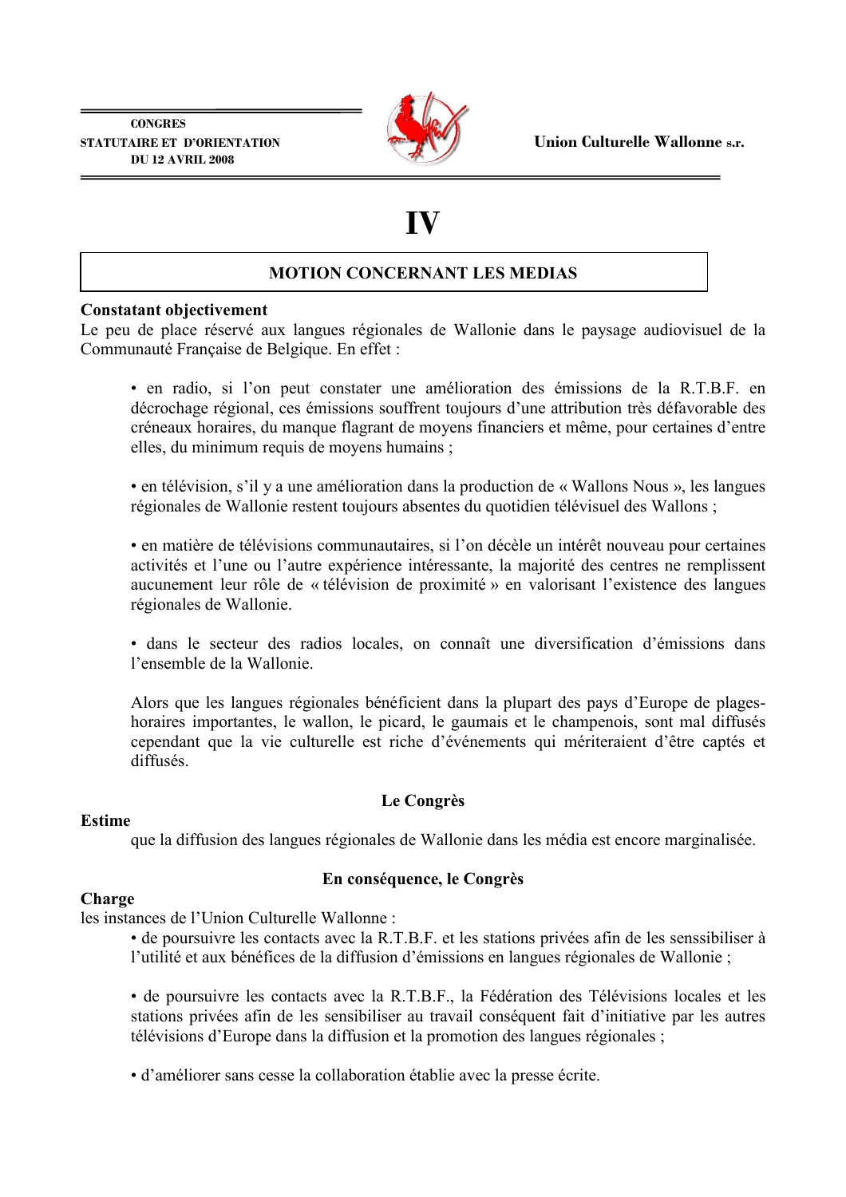CONGRES
STATUTAIRE ET D'ORIENTATION
DU 12 AVRIL 2008

Union Culturelle Wallonne s.r.

# IV

## MOTION CONCERNANT LES MEDIAS

**Constatant objectivement**
Le peu de place réservé aux langues régionales de Wallonie dans le paysage audiovisuel de la Communauté Française de Belgique. En effet :

- en radio, si l'on peut constater une amélioration des émissions de la R.T.B.F. en décrochage régional, ces émissions souffrent toujours d'une attribution très défavorable des créneaux horaires, du manque flagrant de moyens financiers et même, pour certaines d'entre elles, du minimum requis de moyens humains ;

- en télévision, s'il y a une amélioration dans la production de « Wallons Nous », les langues régionales de Wallonie restent toujours absentes du quotidien télévisuel des Wallons ;

- en matière de télévisions communautaires, si l'on décèle un intérêt nouveau pour certaines activités et l'une ou l'autre expérience intéressante, la majorité des centres ne remplissent aucunement leur rôle de « télévision de proximité » en valorisant l'existence des langues régionales de Wallonie.

- dans le secteur des radios locales, on connaît une diversification d'émissions dans l'ensemble de la Wallonie.

Alors que les langues régionales bénéficient dans la plupart des pays d'Europe de plages-horaires importantes, le wallon, le picard, le gaumais et le champenois, sont mal diffusés cependant que la vie culturelle est riche d'événements qui mériteraient d'être captés et diffusés.

**Le Congrès**

**Estime**
que la diffusion des langues régionales de Wallonie dans les média est encore marginalisée.

**En conséquence, le Congrès**

**Charge**
les instances de l'Union Culturelle Wallonne :

- de poursuivre les contacts avec la R.T.B.F. et les stations privées afin de les senssibiliser à l'utilité et aux bénéfices de la diffusion d'émissions en langues régionales de Wallonie ;

- de poursuivre les contacts avec la R.T.B.F., la Fédération des Télévisions locales et les stations privées afin de les sensibiliser au travail conséquent fait d'initiative par les autres télévisions d'Europe dans la diffusion et la promotion des langues régionales ;

- d'améliorer sans cesse la collaboration établie avec la presse écrite.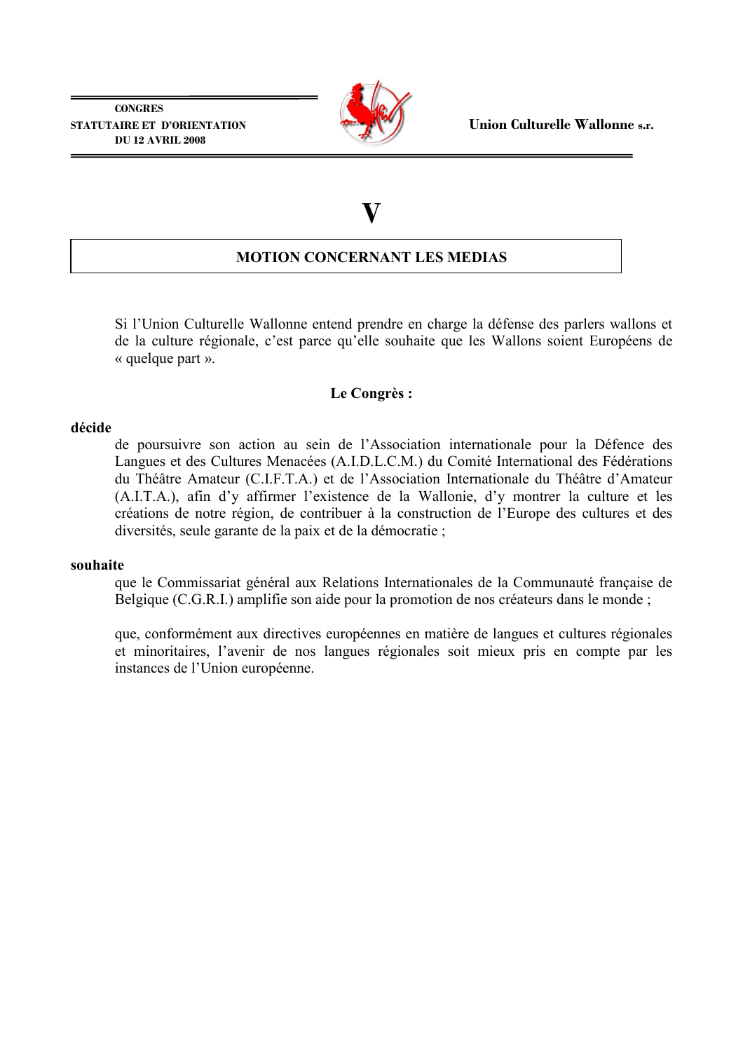# V

## MOTION CONCERNANT LES MEDIAS

Si l'Union Culturelle Wallonne entend prendre en charge la défense des parlers wallons et de la culture régionale, c'est parce qu'elle souhaite que les Wallons soient Européens de « quelque part ».

**Le Congrès :**

**décide**

de poursuivre son action au sein de l'Association internationale pour la Défence des Langues et des Cultures Menacées (A.I.D.L.C.M.) du Comité International des Fédérations du Théâtre Amateur (C.I.F.T.A.) et de l'Association Internationale du Théâtre d'Amateur (A.I.T.A.), afin d'y affirmer l'existence de la Wallonie, d'y montrer la culture et les créations de notre région, de contribuer à la construction de l'Europe des cultures et des diversités, seule garante de la paix et de la démocratie ;

**souhaite**

que le Commissariat général aux Relations Internationales de la Communauté française de Belgique (C.G.R.I.) amplifie son aide pour la promotion de nos créateurs dans le monde ;

que, conformément aux directives européennes en matière de langues et cultures régionales et minoritaires, l'avenir de nos langues régionales soit mieux pris en compte par les instances de l'Union européenne.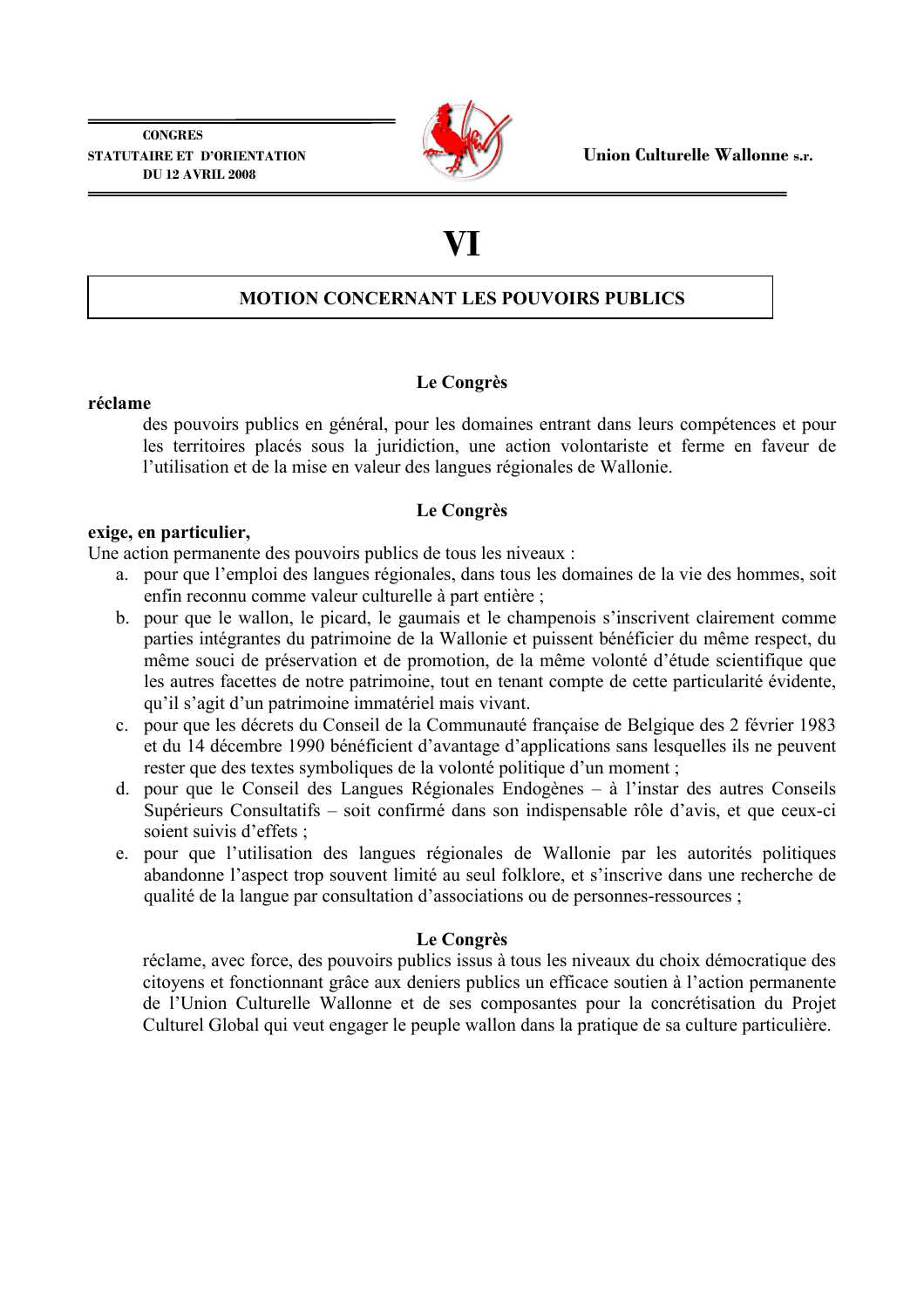# VI

## MOTION CONCERNANT LES POUVOIRS PUBLICS

**Le Congrès**

**réclame**

des pouvoirs publics en général, pour les domaines entrant dans leurs compétences et pour les territoires placés sous la juridiction, une action volontariste et ferme en faveur de l'utilisation et de la mise en valeur des langues régionales de Wallonie.

**Le Congrès**

**exige, en particulier,**

Une action permanente des pouvoirs publics de tous les niveaux :

a. pour que l'emploi des langues régionales, dans tous les domaines de la vie des hommes, soit enfin reconnu comme valeur culturelle à part entière ;
b. pour que le wallon, le picard, le gaumais et le champenois s'inscrivent clairement comme parties intégrantes du patrimoine de la Wallonie et puissent bénéficier du même respect, du même souci de préservation et de promotion, de la même volonté d'étude scientifique que les autres facettes de notre patrimoine, tout en tenant compte de cette particularité évidente, qu'il s'agit d'un patrimoine immatériel mais vivant.
c. pour que les décrets du Conseil de la Communauté française de Belgique des 2 février 1983 et du 14 décembre 1990 bénéficient d'avantage d'applications sans lesquelles ils ne peuvent rester que des textes symboliques de la volonté politique d'un moment ;
d. pour que le Conseil des Langues Régionales Endogènes – à l'instar des autres Conseils Supérieurs Consultatifs – soit confirmé dans son indispensable rôle d'avis, et que ceux-ci soient suivis d'effets ;
e. pour que l'utilisation des langues régionales de Wallonie par les autorités politiques abandonne l'aspect trop souvent limité au seul folklore, et s'inscrive dans une recherche de qualité de la langue par consultation d'associations ou de personnes-ressources ;

**Le Congrès**

réclame, avec force, des pouvoirs publics issus à tous les niveaux du choix démocratique des citoyens et fonctionnant grâce aux deniers publics un efficace soutien à l'action permanente de l'Union Culturelle Wallonne et de ses composantes pour la concrétisation du Projet Culturel Global qui veut engager le peuple wallon dans la pratique de sa culture particulière.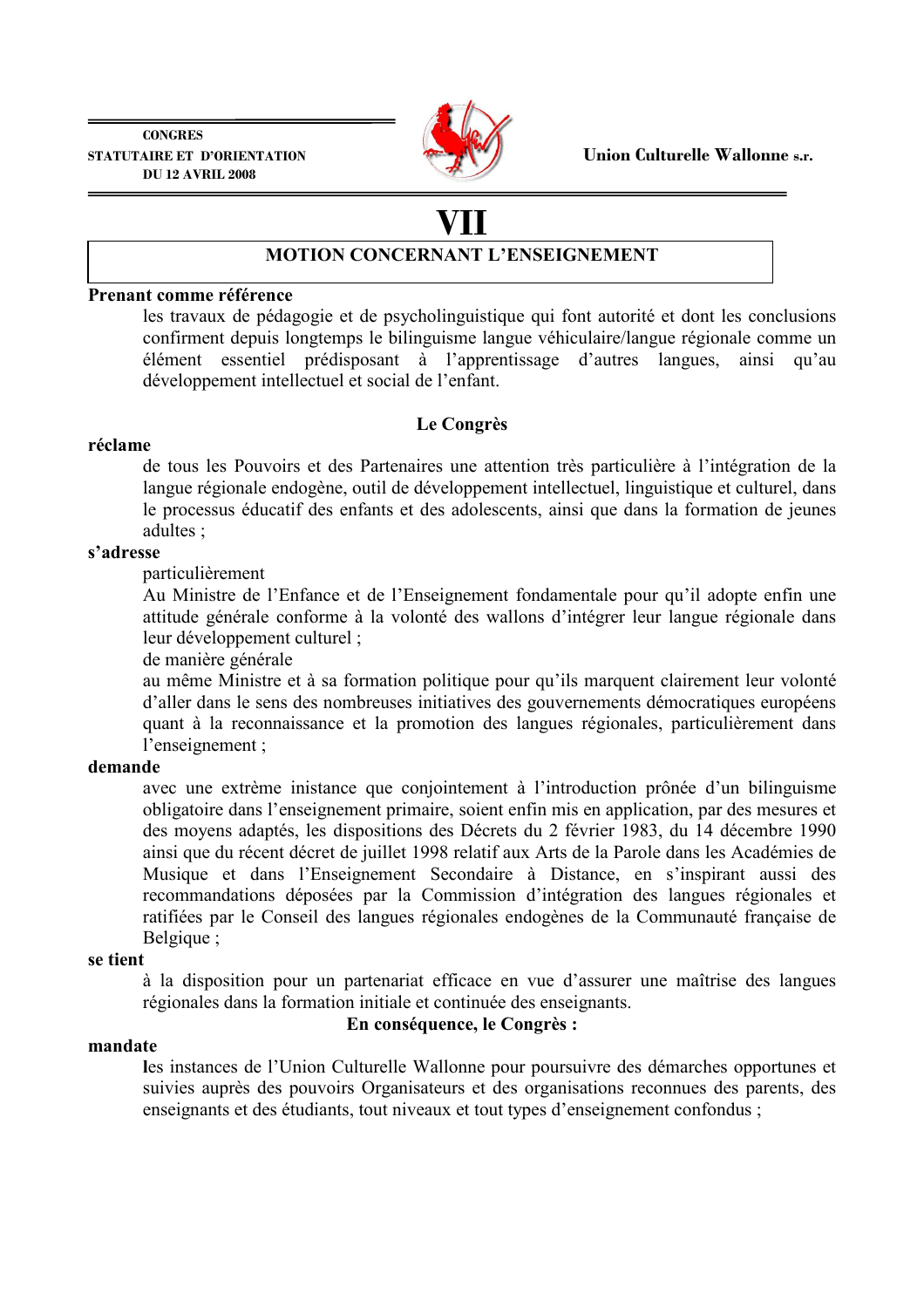CONGRES
STATUTAIRE ET D'ORIENTATION
DU 12 AVRIL 2008

Union Culturelle Wallonne s.r.

# VII

## MOTION CONCERNANT L'ENSEIGNEMENT

**Prenant comme référence**

les travaux de pédagogie et de psycholinguistique qui font autorité et dont les conclusions confirment depuis longtemps le bilinguisme langue véhiculaire/langue régionale comme un élément essentiel prédisposant à l'apprentissage d'autres langues, ainsi qu'au développement intellectuel et social de l'enfant.

**Le Congrès**

**réclame**

de tous les Pouvoirs et des Partenaires une attention très particulière à l'intégration de la langue régionale endogène, outil de développement intellectuel, linguistique et culturel, dans le processus éducatif des enfants et des adolescents, ainsi que dans la formation de jeunes adultes ;

**s'adresse**

particulièrement

Au Ministre de l'Enfance et de l'Enseignement fondamentale pour qu'il adopte enfin une attitude générale conforme à la volonté des wallons d'intégrer leur langue régionale dans leur développement culturel ;

de manière générale

au même Ministre et à sa formation politique pour qu'ils marquent clairement leur volonté d'aller dans le sens des nombreuses initiatives des gouvernements démocratiques européens quant à la reconnaissance et la promotion des langues régionales, particulièrement dans l'enseignement ;

**demande**

avec une extrème instance que conjointement à l'introduction prônée d'un bilinguisme obligatoire dans l'enseignement primaire, soient enfin mis en application, par des mesures et des moyens adaptés, les dispositions des Décrets du 2 février 1983, du 14 décembre 1990 ainsi que du récent décret de juillet 1998 relatif aux Arts de la Parole dans les Académies de Musique et dans l'Enseignement Secondaire à Distance, en s'inspirant aussi des recommandations déposées par la Commission d'intégration des langues régionales et ratifiées par le Conseil des langues régionales endogènes de la Communauté française de Belgique ;

**se tient**

à la disposition pour un partenariat efficace en vue d'assurer une maîtrise des langues régionales dans la formation initiale et continuée des enseignants.

**En conséquence, le Congrès :**

**mandate**

les instances de l'Union Culturelle Wallonne pour poursuivre des démarches opportunes et suivies auprès des pouvoirs Organisateurs et des organisations reconnues des parents, des enseignants et des étudiants, tout niveaux et tout types d'enseignement confondus ;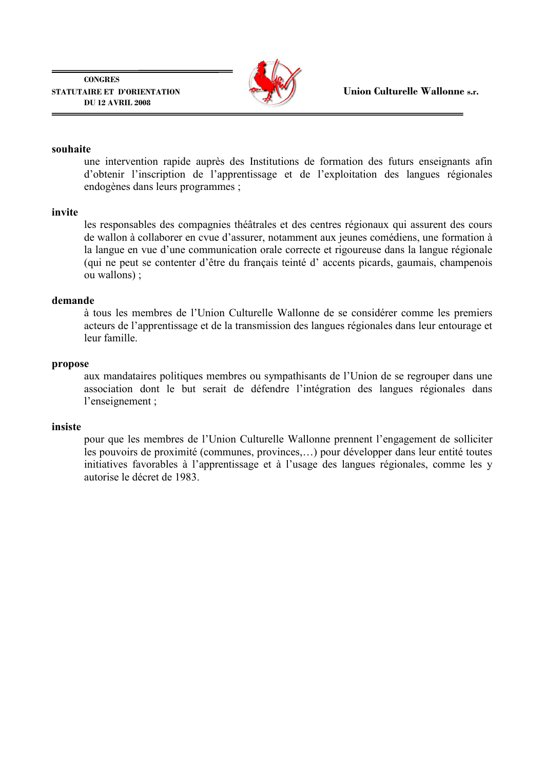**souhaite**

une intervention rapide auprès des Institutions de formation des futurs enseignants afin d'obtenir l'inscription de l'apprentissage et de l'exploitation des langues régionales endogènes dans leurs programmes ;

**invite**

les responsables des compagnies théâtrales et des centres régionaux qui assurent des cours de wallon à collaborer en cvue d'assurer, notamment aux jeunes comédiens, une formation à la langue en vue d'une communication orale correcte et rigoureuse dans la langue régionale (qui ne peut se contenter d'être du français teinté d' accents picards, gaumais, champenois ou wallons) ;

**demande**

à tous les membres de l'Union Culturelle Wallonne de se considérer comme les premiers acteurs de l'apprentissage et de la transmission des langues régionales dans leur entourage et leur famille.

**propose**

aux mandataires politiques membres ou sympathisants de l'Union de se regrouper dans une association dont le but serait de défendre l'intégration des langues régionales dans l'enseignement ;

**insiste**

pour que les membres de l'Union Culturelle Wallonne prennent l'engagement de solliciter les pouvoirs de proximité (communes, provinces,…) pour développer dans leur entité toutes initiatives favorables à l'apprentissage et à l'usage des langues régionales, comme les y autorise le décret de 1983.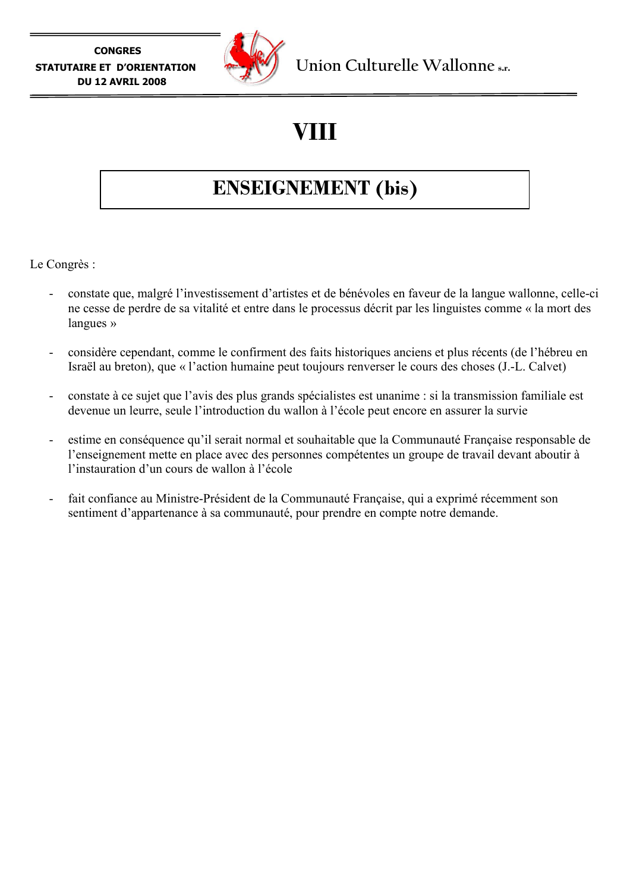# VIII

## ENSEIGNEMENT (bis)

Le Congrès :

- constate que, malgré l'investissement d'artistes et de bénévoles en faveur de la langue wallonne, celle-ci ne cesse de perdre de sa vitalité et entre dans le processus décrit par les linguistes comme « la mort des langues »

- considère cependant, comme le confirment des faits historiques anciens et plus récents (de l'hébreu en Israël au breton), que « l'action humaine peut toujours renverser le cours des choses (J.-L. Calvet)

- constate à ce sujet que l'avis des plus grands spécialistes est unanime : si la transmission familiale est devenue un leurre, seule l'introduction du wallon à l'école peut encore en assurer la survie

- estime en conséquence qu'il serait normal et souhaitable que la Communauté Française responsable de l'enseignement mette en place avec des personnes compétentes un groupe de travail devant aboutir à l'instauration d'un cours de wallon à l'école

- fait confiance au Ministre-Président de la Communauté Française, qui a exprimé récemment son sentiment d'appartenance à sa communauté, pour prendre en compte notre demande.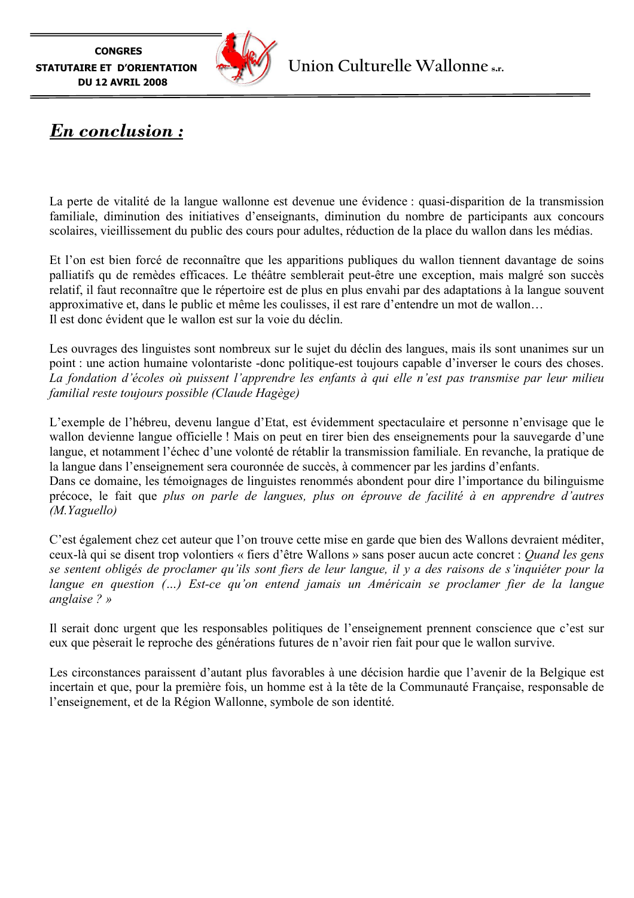## ***En conclusion :***

La perte de vitalité de la langue wallonne est devenue une évidence : quasi-disparition de la transmission familiale, diminution des initiatives d'enseignants, diminution du nombre de participants aux concours scolaires, vieillissement du public des cours pour adultes, réduction de la place du wallon dans les médias.

Et l'on est bien forcé de reconnaître que les apparitions publiques du wallon tiennent davantage de soins palliatifs qu de remèdes efficaces. Le théâtre semblerait peut-être une exception, mais malgré son succès relatif, il faut reconnaître que le répertoire est de plus en plus envahi par des adaptations à la langue souvent approximative et, dans le public et même les coulisses, il est rare d'entendre un mot de wallon…
Il est donc évident que le wallon est sur la voie du déclin.

Les ouvrages des linguistes sont nombreux sur le sujet du déclin des langues, mais ils sont unanimes sur un point : une action humaine volontariste -donc politique-est toujours capable d'inverser le cours des choses. *La fondation d'écoles où puissent l'apprendre les enfants à qui elle n'est pas transmise par leur milieu familial reste toujours possible (Claude Hagège)*

L'exemple de l'hébreu, devenu langue d'Etat, est évidemment spectaculaire et personne n'envisage que le wallon devienne langue officielle ! Mais on peut en tirer bien des enseignements pour la sauvegarde d'une langue, et notamment l'échec d'une volonté de rétablir la transmission familiale. En revanche, la pratique de la langue dans l'enseignement sera couronnée de succès, à commencer par les jardins d'enfants.
Dans ce domaine, les témoignages de linguistes renommés abondent pour dire l'importance du bilinguisme précoce, le fait que *plus on parle de langues, plus on éprouve de facilité à en apprendre d'autres (M.Yaguello)*

C'est également chez cet auteur que l'on trouve cette mise en garde que bien des Wallons devraient méditer, ceux-là qui se disent trop volontiers « fiers d'être Wallons » sans poser aucun acte concret : *Quand les gens se sentent obligés de proclamer qu'ils sont fiers de leur langue, il y a des raisons de s'inquiéter pour la langue en question (…) Est-ce qu'on entend jamais un Américain se proclamer fier de la langue anglaise ? »*

Il serait donc urgent que les responsables politiques de l'enseignement prennent conscience que c'est sur eux que pèserait le reproche des générations futures de n'avoir rien fait pour que le wallon survive.

Les circonstances paraissent d'autant plus favorables à une décision hardie que l'avenir de la Belgique est incertain et que, pour la première fois, un homme est à la tête de la Communauté Française, responsable de l'enseignement, et de la Région Wallonne, symbole de son identité.